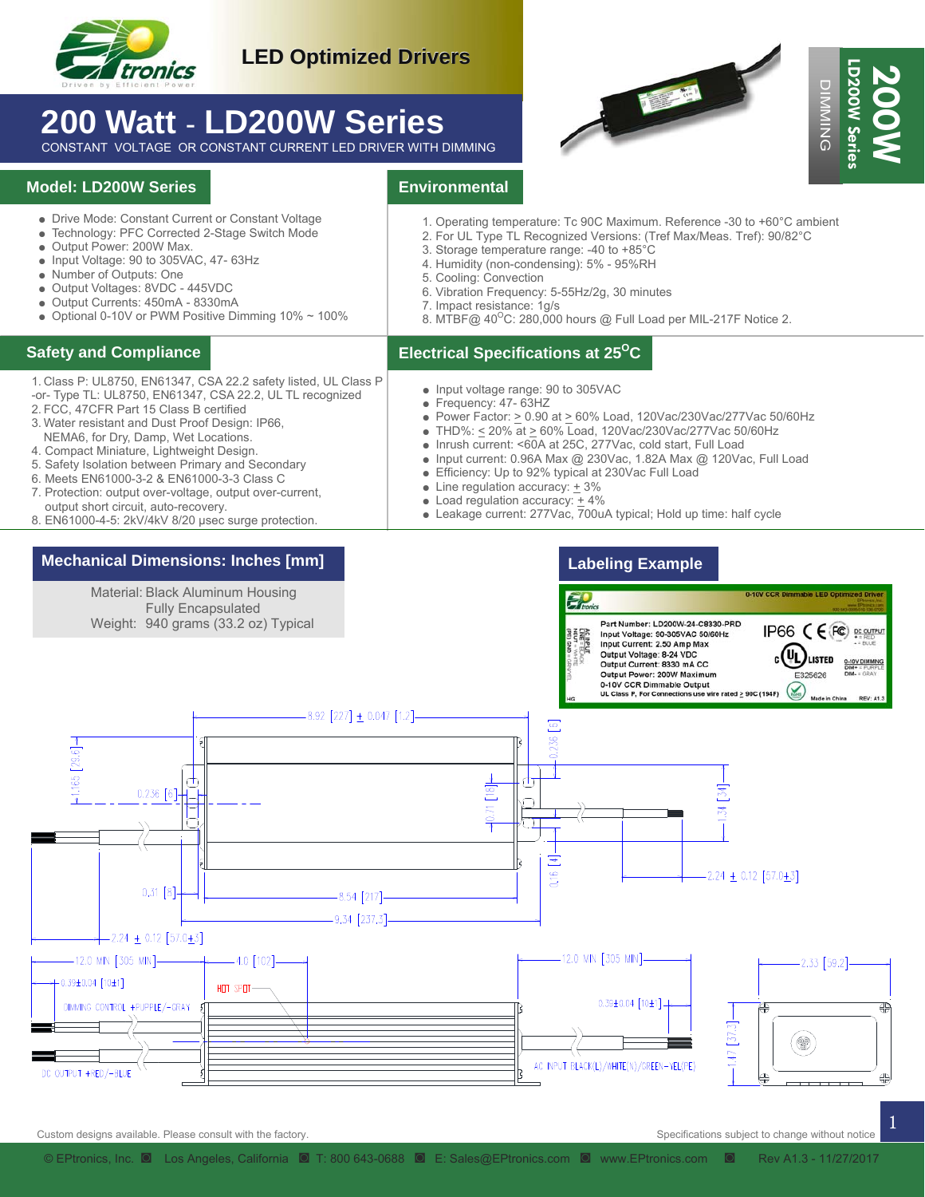# LED Optimized Drivers

# 200 Watt - LD200W Series

CONSTANT VOLTAGE OR CONSTANT CURRENT LED DRIVER WITH DIMMING

200W LD200W Series DIMMING

## Model: LD200W Series

- Drive Mode: Constant Current or Constant Voltage
- Technology: PFC Corrected 2-Stage Switch Mode
- Output Power: 200W Max.
- Input Voltage: 90 to 305VAC, 47- 63Hz
- Number of Outputs: One
- Output Voltages: 8VDC - 445VDC
- Output Currents: 450mA - 8330mA
- Optional 0-10V or PWM Positive Dimming 10% ~ 100%

## Environmental

1. Operating temperature: Tc 90C Maximum. Reference -30 to +60°C ambient
2. For UL Type TL Recognized Versions: (Tref Max/Meas. Tref): 90/82°C
3. Storage temperature range: -40 to +85°C
4. Humidity (non-condensing): 5% - 95%RH
5. Cooling: Convection
6. Vibration Frequency: 5-55Hz/2g, 30 minutes
7. Impact resistance: 1g/s
8. MTBF@ 40°C: 280,000 hours @ Full Load per MIL-217F Notice 2.

## Safety and Compliance

1. Class P: UL8750, EN61347, CSA 22.2 safety listed, UL Class P -or- Type TL: UL8750, EN61347, CSA 22.2, UL TL recognized
2. FCC, 47CFR Part 15 Class B certified
3. Water resistant and Dust Proof Design: IP66, NEMA6, for Dry, Damp, Wet Locations.
4. Compact Miniature, Lightweight Design.
5. Safety Isolation between Primary and Secondary
6. Meets EN61000-3-2 & EN61000-3-3 Class C
7. Protection: output over-voltage, output over-current, output short circuit, auto-recovery.
8. EN61000-4-5: 2kV/4kV 8/20 µsec surge protection.

## Electrical Specifications at 25°C

- Input voltage range: 90 to 305VAC
- Frequency: 47- 63HZ
- Power Factor: ≥ 0.90 at ≥ 60% Load, 120Vac/230Vac/277Vac 50/60Hz
- THD%: ≤ 20% at ≥ 60% Load, 120Vac/230Vac/277Vac 50/60Hz
- Inrush current: <60A at 25C, 277Vac, cold start, Full Load
- Input current: 0.96A Max @ 230Vac, 1.82A Max @ 120Vac, Full Load
- Efficiency: Up to 92% typical at 230Vac Full Load
- Line regulation accuracy: ± 3%
- Load regulation accuracy: ± 4%
- Leakage current: 277Vac, 700uA typical; Hold up time: half cycle

## Mechanical Dimensions: Inches [mm]

Material: Black Aluminum Housing
Fully Encapsulated
Weight: 940 grams (33.2 oz) Typical

## Labeling Example

0-10V CCR Dimmable LED Optimized Driver

Part Number: LD200W-24-C8330-PRD
Input Voltage: 90-305VAC 50/60Hz
Input Current: 2.50 Amp Max
Output Voltage: 8-24 VDC
Output Current: 8330 mA CC
Output Power: 200W Maximum
0-10V CCR Dimmable Output
UL Class P, For Connections use wire rated ≥ 90C (194F)

IP66 · E325626 · Made in China · REV: A1.3

Custom designs available. Please consult with the factory.

Specifications subject to change without notice

© EPtronics, Inc. Los Angeles, California T: 800 643-0688 E: Sales@EPtronics.com www.EPtronics.com Rev A1.3 - 11/27/2017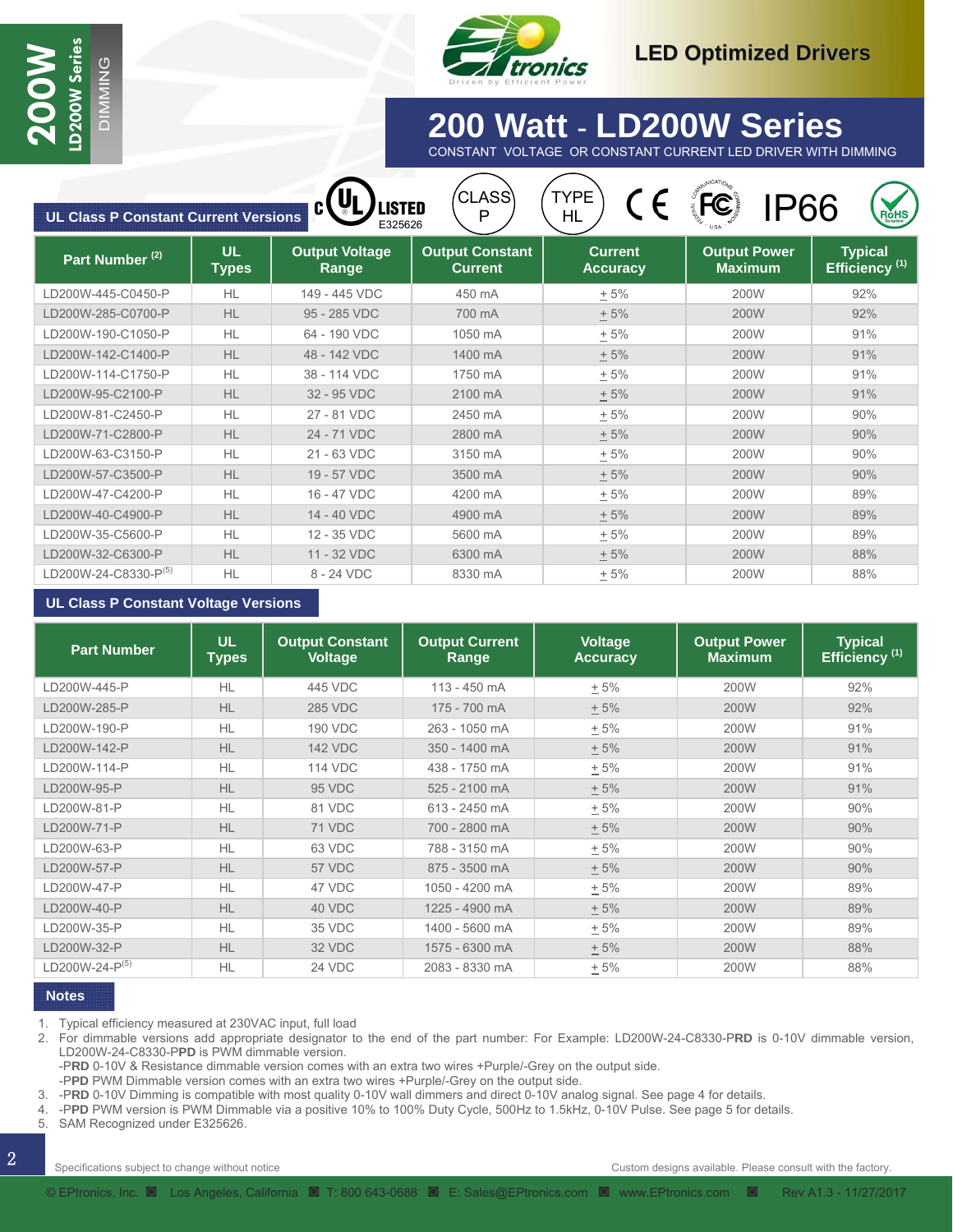# 200 Watt - LD200W Series

CONSTANT VOLTAGE OR CONSTANT CURRENT LED DRIVER WITH DIMMING

LED Optimized Drivers

c UL LISTED E325626 · CLASS P · TYPE HL · CE · FC · IP66 · RoHS

## UL Class P Constant Current Versions

| Part Number [2] | UL Types | Output Voltage Range | Output Constant Current | Current Accuracy | Output Power Maximum | Typical Efficiency [1] |
|---|---|---|---|---|---|---|
| LD200W-445-C0450-P | HL | 149 - 445 VDC | 450 mA | ± 5% | 200W | 92% |
| LD200W-285-C0700-P | HL | 95 - 285 VDC | 700 mA | ± 5% | 200W | 92% |
| LD200W-190-C1050-P | HL | 64 - 190 VDC | 1050 mA | ± 5% | 200W | 91% |
| LD200W-142-C1400-P | HL | 48 - 142 VDC | 1400 mA | ± 5% | 200W | 91% |
| LD200W-114-C1750-P | HL | 38 - 114 VDC | 1750 mA | ± 5% | 200W | 91% |
| LD200W-95-C2100-P | HL | 32 - 95 VDC | 2100 mA | ± 5% | 200W | 91% |
| LD200W-81-C2450-P | HL | 27 - 81 VDC | 2450 mA | ± 5% | 200W | 90% |
| LD200W-71-C2800-P | HL | 24 - 71 VDC | 2800 mA | ± 5% | 200W | 90% |
| LD200W-63-C3150-P | HL | 21 - 63 VDC | 3150 mA | ± 5% | 200W | 90% |
| LD200W-57-C3500-P | HL | 19 - 57 VDC | 3500 mA | ± 5% | 200W | 90% |
| LD200W-47-C4200-P | HL | 16 - 47 VDC | 4200 mA | ± 5% | 200W | 89% |
| LD200W-40-C4900-P | HL | 14 - 40 VDC | 4900 mA | ± 5% | 200W | 89% |
| LD200W-35-C5600-P | HL | 12 - 35 VDC | 5600 mA | ± 5% | 200W | 89% |
| LD200W-32-C6300-P | HL | 11 - 32 VDC | 6300 mA | ± 5% | 200W | 88% |
| LD200W-24-C8330-P[5] | HL | 8 - 24 VDC | 8330 mA | ± 5% | 200W | 88% |

## UL Class P Constant Voltage Versions

| Part Number | UL Types | Output Constant Voltage | Output Current Range | Voltage Accuracy | Output Power Maximum | Typical Efficiency [1] |
|---|---|---|---|---|---|---|
| LD200W-445-P | HL | 445 VDC | 113 - 450 mA | ± 5% | 200W | 92% |
| LD200W-285-P | HL | 285 VDC | 175 - 700 mA | ± 5% | 200W | 92% |
| LD200W-190-P | HL | 190 VDC | 263 - 1050 mA | ± 5% | 200W | 91% |
| LD200W-142-P | HL | 142 VDC | 350 - 1400 mA | ± 5% | 200W | 91% |
| LD200W-114-P | HL | 114 VDC | 438 - 1750 mA | ± 5% | 200W | 91% |
| LD200W-95-P | HL | 95 VDC | 525 - 2100 mA | ± 5% | 200W | 91% |
| LD200W-81-P | HL | 81 VDC | 613 - 2450 mA | ± 5% | 200W | 90% |
| LD200W-71-P | HL | 71 VDC | 700 - 2800 mA | ± 5% | 200W | 90% |
| LD200W-63-P | HL | 63 VDC | 788 - 3150 mA | ± 5% | 200W | 90% |
| LD200W-57-P | HL | 57 VDC | 875 - 3500 mA | ± 5% | 200W | 90% |
| LD200W-47-P | HL | 47 VDC | 1050 - 4200 mA | ± 5% | 200W | 89% |
| LD200W-40-P | HL | 40 VDC | 1225 - 4900 mA | ± 5% | 200W | 89% |
| LD200W-35-P | HL | 35 VDC | 1400 - 5600 mA | ± 5% | 200W | 89% |
| LD200W-32-P | HL | 32 VDC | 1575 - 6300 mA | ± 5% | 200W | 88% |
| LD200W-24-P[5] | HL | 24 VDC | 2083 - 8330 mA | ± 5% | 200W | 88% |

## Notes

1. Typical efficiency measured at 230VAC input, full load
2. For dimmable versions add appropriate designator to the end of the part number: For Example: LD200W-24-C8330-P**RD** is 0-10V dimmable version, LD200W-24-C8330-P**PD** is PWM dimmable version.
   -**PRD** 0-10V & Resistance dimmable version comes with an extra two wires +Purple/-Grey on the output side.
   -**PPD** PWM Dimmable version comes with an extra two wires +Purple/-Grey on the output side.
3. -**PRD** 0-10V Dimming is compatible with most quality 0-10V wall dimmers and direct 0-10V analog signal. See page 4 for details.
4. -**PPD** PWM version is PWM Dimmable via a positive 10% to 100% Duty Cycle, 500Hz to 1.5kHz, 0-10V Pulse. See page 5 for details.
5. SAM Recognized under E325626.

Specifications subject to change without notice

Custom designs available. Please consult with the factory.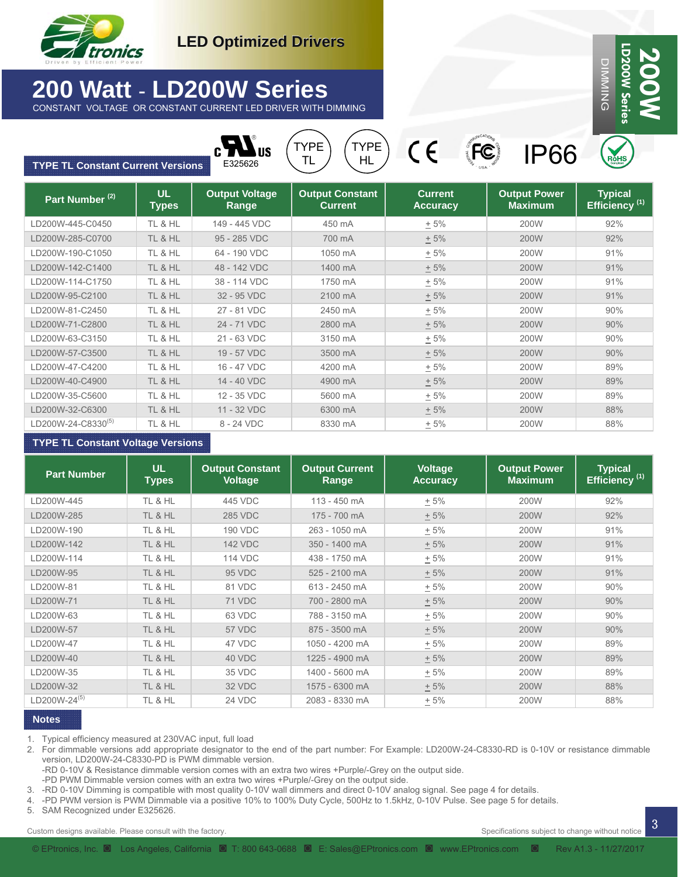LED Optimized Drivers

# 200 Watt - LD200W Series

CONSTANT VOLTAGE OR CONSTANT CURRENT LED DRIVER WITH DIMMING

200W LD200W Series DIMMING

E325626 TYPE TL TYPE HL IP66

## TYPE TL Constant Current Versions

| Part Number [2] | UL Types | Output Voltage Range | Output Constant Current | Current Accuracy | Output Power Maximum | Typical Efficiency [1] |
|---|---|---|---|---|---|---|
| LD200W-445-C0450 | TL & HL | 149 - 445 VDC | 450 mA | ± 5% | 200W | 92% |
| LD200W-285-C0700 | TL & HL | 95 - 285 VDC | 700 mA | ± 5% | 200W | 92% |
| LD200W-190-C1050 | TL & HL | 64 - 190 VDC | 1050 mA | ± 5% | 200W | 91% |
| LD200W-142-C1400 | TL & HL | 48 - 142 VDC | 1400 mA | ± 5% | 200W | 91% |
| LD200W-114-C1750 | TL & HL | 38 - 114 VDC | 1750 mA | ± 5% | 200W | 91% |
| LD200W-95-C2100 | TL & HL | 32 - 95 VDC | 2100 mA | ± 5% | 200W | 91% |
| LD200W-81-C2450 | TL & HL | 27 - 81 VDC | 2450 mA | ± 5% | 200W | 90% |
| LD200W-71-C2800 | TL & HL | 24 - 71 VDC | 2800 mA | ± 5% | 200W | 90% |
| LD200W-63-C3150 | TL & HL | 21 - 63 VDC | 3150 mA | ± 5% | 200W | 90% |
| LD200W-57-C3500 | TL & HL | 19 - 57 VDC | 3500 mA | ± 5% | 200W | 90% |
| LD200W-47-C4200 | TL & HL | 16 - 47 VDC | 4200 mA | ± 5% | 200W | 89% |
| LD200W-40-C4900 | TL & HL | 14 - 40 VDC | 4900 mA | ± 5% | 200W | 89% |
| LD200W-35-C5600 | TL & HL | 12 - 35 VDC | 5600 mA | ± 5% | 200W | 89% |
| LD200W-32-C6300 | TL & HL | 11 - 32 VDC | 6300 mA | ± 5% | 200W | 88% |
| LD200W-24-C8330[5] | TL & HL | 8 - 24 VDC | 8330 mA | ± 5% | 200W | 88% |

## TYPE TL Constant Voltage Versions

| Part Number | UL Types | Output Constant Voltage | Output Current Range | Voltage Accuracy | Output Power Maximum | Typical Efficiency [1] |
|---|---|---|---|---|---|---|
| LD200W-445 | TL & HL | 445 VDC | 113 - 450 mA | ± 5% | 200W | 92% |
| LD200W-285 | TL & HL | 285 VDC | 175 - 700 mA | ± 5% | 200W | 92% |
| LD200W-190 | TL & HL | 190 VDC | 263 - 1050 mA | ± 5% | 200W | 91% |
| LD200W-142 | TL & HL | 142 VDC | 350 - 1400 mA | ± 5% | 200W | 91% |
| LD200W-114 | TL & HL | 114 VDC | 438 - 1750 mA | ± 5% | 200W | 91% |
| LD200W-95 | TL & HL | 95 VDC | 525 - 2100 mA | ± 5% | 200W | 91% |
| LD200W-81 | TL & HL | 81 VDC | 613 - 2450 mA | ± 5% | 200W | 90% |
| LD200W-71 | TL & HL | 71 VDC | 700 - 2800 mA | ± 5% | 200W | 90% |
| LD200W-63 | TL & HL | 63 VDC | 788 - 3150 mA | ± 5% | 200W | 90% |
| LD200W-57 | TL & HL | 57 VDC | 875 - 3500 mA | ± 5% | 200W | 90% |
| LD200W-47 | TL & HL | 47 VDC | 1050 - 4200 mA | ± 5% | 200W | 89% |
| LD200W-40 | TL & HL | 40 VDC | 1225 - 4900 mA | ± 5% | 200W | 89% |
| LD200W-35 | TL & HL | 35 VDC | 1400 - 5600 mA | ± 5% | 200W | 89% |
| LD200W-32 | TL & HL | 32 VDC | 1575 - 6300 mA | ± 5% | 200W | 88% |
| LD200W-24[5] | TL & HL | 24 VDC | 2083 - 8330 mA | ± 5% | 200W | 88% |

## Notes

1. Typical efficiency measured at 230VAC input, full load
2. For dimmable versions add appropriate designator to the end of the part number: For Example: LD200W-24-C8330-RD is 0-10V or resistance dimmable version, LD200W-24-C8330-PD is PWM dimmable version.
   -RD 0-10V & Resistance dimmable version comes with an extra two wires +Purple/-Grey on the output side.
   -PD PWM Dimmable version comes with an extra two wires +Purple/-Grey on the output side.
3. -RD 0-10V Dimming is compatible with most quality 0-10V wall dimmers and direct 0-10V analog signal. See page 4 for details.
4. -PD PWM version is PWM Dimmable via a positive 10% to 100% Duty Cycle, 500Hz to 1.5kHz, 0-10V Pulse. See page 5 for details.
5. SAM Recognized under E325626.

Custom designs available. Please consult with the factory.

Specifications subject to change without notice

© EPtronics, Inc. ■ Los Angeles, California ■ T: 800 643-0688 ■ E: Sales@EPtronics.com ■ www.EPtronics.com ■ Rev A1.3 - 11/27/2017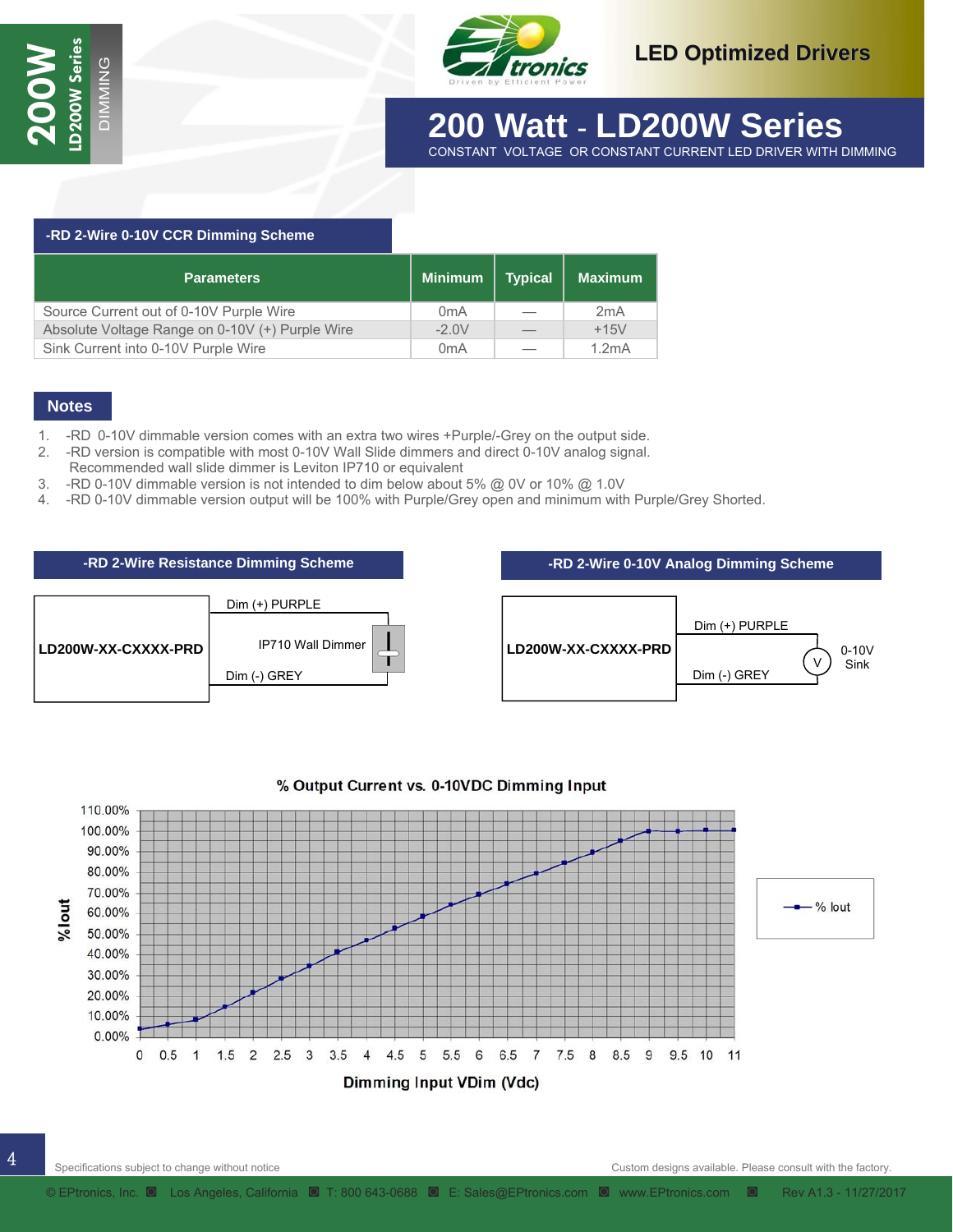# 200 Watt - LD200W Series

CONSTANT VOLTAGE OR CONSTANT CURRENT LED DRIVER WITH DIMMING

## -RD 2-Wire 0-10V CCR Dimming Scheme

| Parameters | Minimum | Typical | Maximum |
|---|---|---|---|
| Source Current out of 0-10V Purple Wire | 0mA | — | 2mA |
| Absolute Voltage Range on 0-10V (+) Purple Wire | -2.0V | — | +15V |
| Sink Current into 0-10V Purple Wire | 0mA | — | 1.2mA |

## Notes

1. -RD 0-10V dimmable version comes with an extra two wires +Purple/-Grey on the output side.
2. -RD version is compatible with most 0-10V Wall Slide dimmers and direct 0-10V analog signal. Recommended wall slide dimmer is Leviton IP710 or equivalent
3. -RD 0-10V dimmable version is not intended to dim below about 5% @ 0V or 10% @ 1.0V
4. -RD 0-10V dimmable version output will be 100% with Purple/Grey open and minimum with Purple/Grey Shorted.

## -RD 2-Wire Resistance Dimming Scheme

LD200W-XX-CXXXX-PRD — Dim (+) PURPLE — IP710 Wall Dimmer — Dim (-) GREY

## -RD 2-Wire 0-10V Analog Dimming Scheme

LD200W-XX-CXXXX-PRD — Dim (+) PURPLE — V (0-10V Sink) — Dim (-) GREY

## % Output Current vs. 0-10VDC Dimming Input

| Dimming Input VDim (Vdc) | % Iout (approx.) |
|---|---|
| 0 | 4% |
| 0.5 | 6% |
| 1 | 8% |
| 1.5 | 14% |
| 2 | 21% |
| 2.5 | 28% |
| 3 | 34% |
| 3.5 | 41% |
| 4 | 47% |
| 4.5 | 53% |
| 5 | 58% |
| 5.5 | 64% |
| 6 | 69% |
| 6.5 | 74% |
| 7 | 79% |
| 7.5 | 84% |
| 8 | 89% |
| 8.5 | 95% |
| 9 | 100% |
| 9.5 | 100% |
| 10 | 100% |
| 11 | 100% |

Specifications subject to change without notice

Custom designs available. Please consult with the factory.

© EPtronics, Inc. Los Angeles, California T: 800 643-0688 E: Sales@EPtronics.com www.EPtronics.com Rev A1.3 - 11/27/2017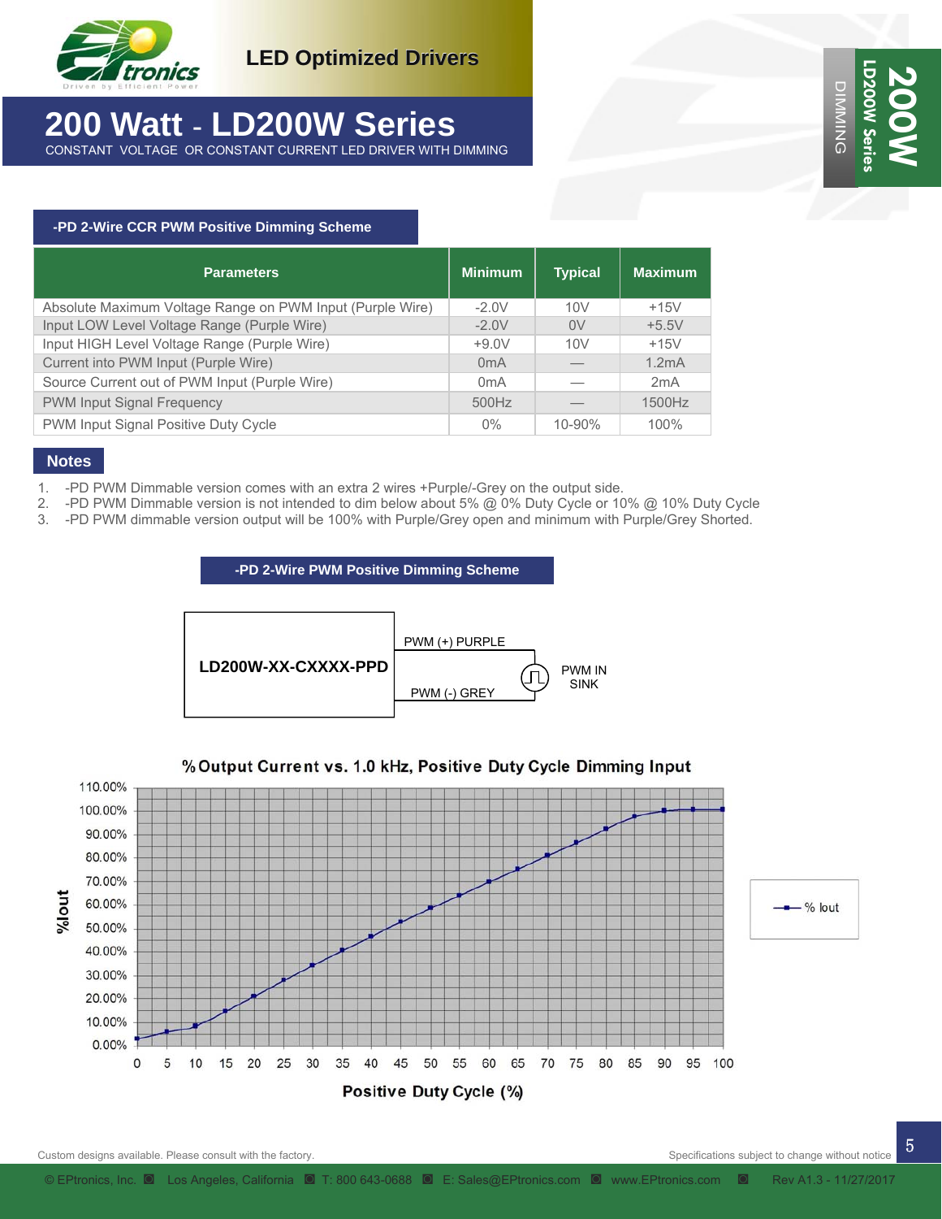# 200 Watt - LD200W Series

CONSTANT VOLTAGE OR CONSTANT CURRENT LED DRIVER WITH DIMMING

## -PD 2-Wire CCR PWM Positive Dimming Scheme

| Parameters | Minimum | Typical | Maximum |
|---|---|---|---|
| Absolute Maximum Voltage Range on PWM Input (Purple Wire) | -2.0V | 10V | +15V |
| Input LOW Level Voltage Range (Purple Wire) | -2.0V | 0V | +5.5V |
| Input HIGH Level Voltage Range (Purple Wire) | +9.0V | 10V | +15V |
| Current into PWM Input (Purple Wire) | 0mA | — | 1.2mA |
| Source Current out of PWM Input (Purple Wire) | 0mA | — | 2mA |
| PWM Input Signal Frequency | 500Hz | — | 1500Hz |
| PWM Input Signal Positive Duty Cycle | 0% | 10-90% | 100% |

## Notes

1. -PD PWM Dimmable version comes with an extra 2 wires +Purple/-Grey on the output side.
2. -PD PWM Dimmable version is not intended to dim below about 5% @ 0% Duty Cycle or 10% @ 10% Duty Cycle
3. -PD PWM dimmable version output will be 100% with Purple/Grey open and minimum with Purple/Grey Shorted.

## -PD 2-Wire PWM Positive Dimming Scheme

LD200W-XX-CXXXX-PPD — PWM (+) PURPLE, PWM (-) GREY — PWM IN SINK

**%Output Current vs. 1.0 kHz, Positive Duty Cycle Dimming Input**

Custom designs available. Please consult with the factory.

Specifications subject to change without notice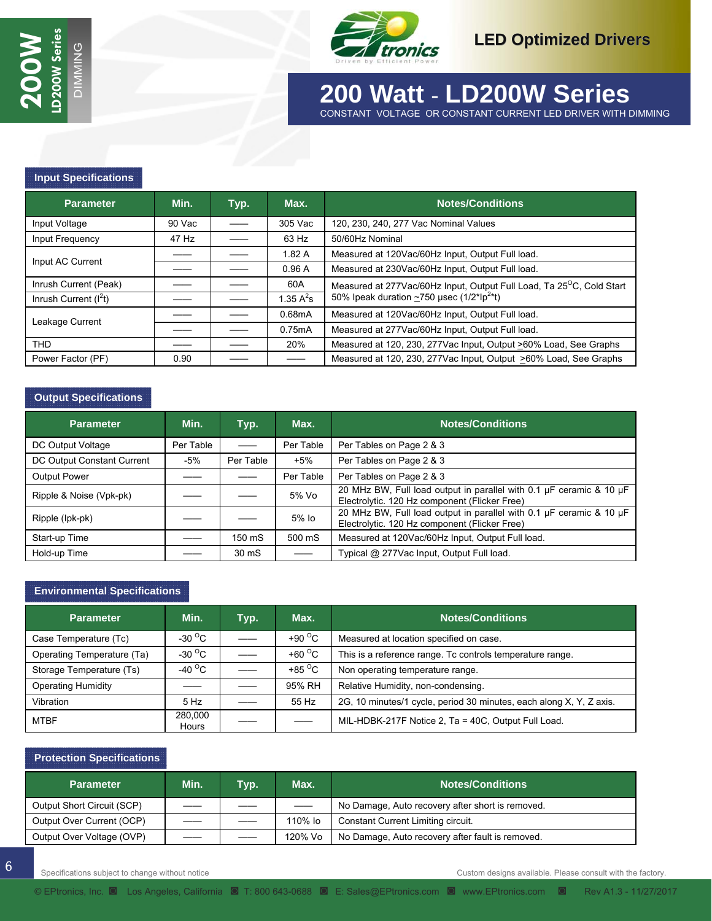# 200 Watt - LD200W Series

CONSTANT VOLTAGE OR CONSTANT CURRENT LED DRIVER WITH DIMMING

LED Optimized Drivers

## Input Specifications

| Parameter | Min. | Typ. | Max. | Notes/Conditions |
|---|---|---|---|---|
| Input Voltage | 90 Vac | —— | 305 Vac | 120, 230, 240, 277 Vac Nominal Values |
| Input Frequency | 47 Hz | —— | 63 Hz | 50/60Hz Nominal |
| Input AC Current | —— | —— | 1.82 A | Measured at 120Vac/60Hz Input, Output Full load. |
| | —— | —— | 0.96 A | Measured at 230Vac/60Hz Input, Output Full load. |
| Inrush Current (Peak) | —— | —— | 60A | Measured at 277Vac/60Hz Input, Output Full Load, Ta 25$^{O}$C, Cold Start |
| Inrush Current ($I^2t$) | —— | —— | 1.35 $A^2s$ | 50% Ipeak duration ~750 µsec (1/2*$Ip^2$*t) |
| Leakage Current | —— | —— | 0.68mA | Measured at 120Vac/60Hz Input, Output Full load. |
| | —— | —— | 0.75mA | Measured at 277Vac/60Hz Input, Output Full load. |
| THD | —— | —— | 20% | Measured at 120, 230, 277Vac Input, Output ≥60% Load, See Graphs |
| Power Factor (PF) | 0.90 | —— | —— | Measured at 120, 230, 277Vac Input, Output ≥60% Load, See Graphs |

## Output Specifications

| Parameter | Min. | Typ. | Max. | Notes/Conditions |
|---|---|---|---|---|
| DC Output Voltage | Per Table | —— | Per Table | Per Tables on Page 2 & 3 |
| DC Output Constant Current | -5% | Per Table | +5% | Per Tables on Page 2 & 3 |
| Output Power | —— | —— | Per Table | Per Tables on Page 2 & 3 |
| Ripple & Noise (Vpk-pk) | —— | —— | 5% Vo | 20 MHz BW, Full load output in parallel with 0.1 µF ceramic & 10 µF Electrolytic. 120 Hz component (Flicker Free) |
| Ripple (Ipk-pk) | —— | —— | 5% Io | 20 MHz BW, Full load output in parallel with 0.1 µF ceramic & 10 µF Electrolytic. 120 Hz component (Flicker Free) |
| Start-up Time | —— | 150 mS | 500 mS | Measured at 120Vac/60Hz Input, Output Full load. |
| Hold-up Time | —— | 30 mS | —— | Typical @ 277Vac Input, Output Full load. |

## Environmental Specifications

| Parameter | Min. | Typ. | Max. | Notes/Conditions |
|---|---|---|---|---|
| Case Temperature (Tc) | -30 $^{O}$C | —— | +90 $^{O}$C | Measured at location specified on case. |
| Operating Temperature (Ta) | -30 $^{O}$C | —— | +60 $^{O}$C | This is a reference range. Tc controls temperature range. |
| Storage Temperature (Ts) | -40 $^{O}$C | —— | +85 $^{O}$C | Non operating temperature range. |
| Operating Humidity | —— | —— | 95% RH | Relative Humidity, non-condensing. |
| Vibration | 5 Hz | —— | 55 Hz | 2G, 10 minutes/1 cycle, period 30 minutes, each along X, Y, Z axis. |
| MTBF | 280,000 Hours | —— | —— | MIL-HDBK-217F Notice 2, Ta = 40C, Output Full Load. |

## Protection Specifications

| Parameter | Min. | Typ. | Max. | Notes/Conditions |
|---|---|---|---|---|
| Output Short Circuit (SCP) | —— | —— | —— | No Damage, Auto recovery after short is removed. |
| Output Over Current (OCP) | —— | —— | 110% Io | Constant Current Limiting circuit. |
| Output Over Voltage (OVP) | —— | —— | 120% Vo | No Damage, Auto recovery after fault is removed. |

Specifications subject to change without notice

Custom designs available. Please consult with the factory.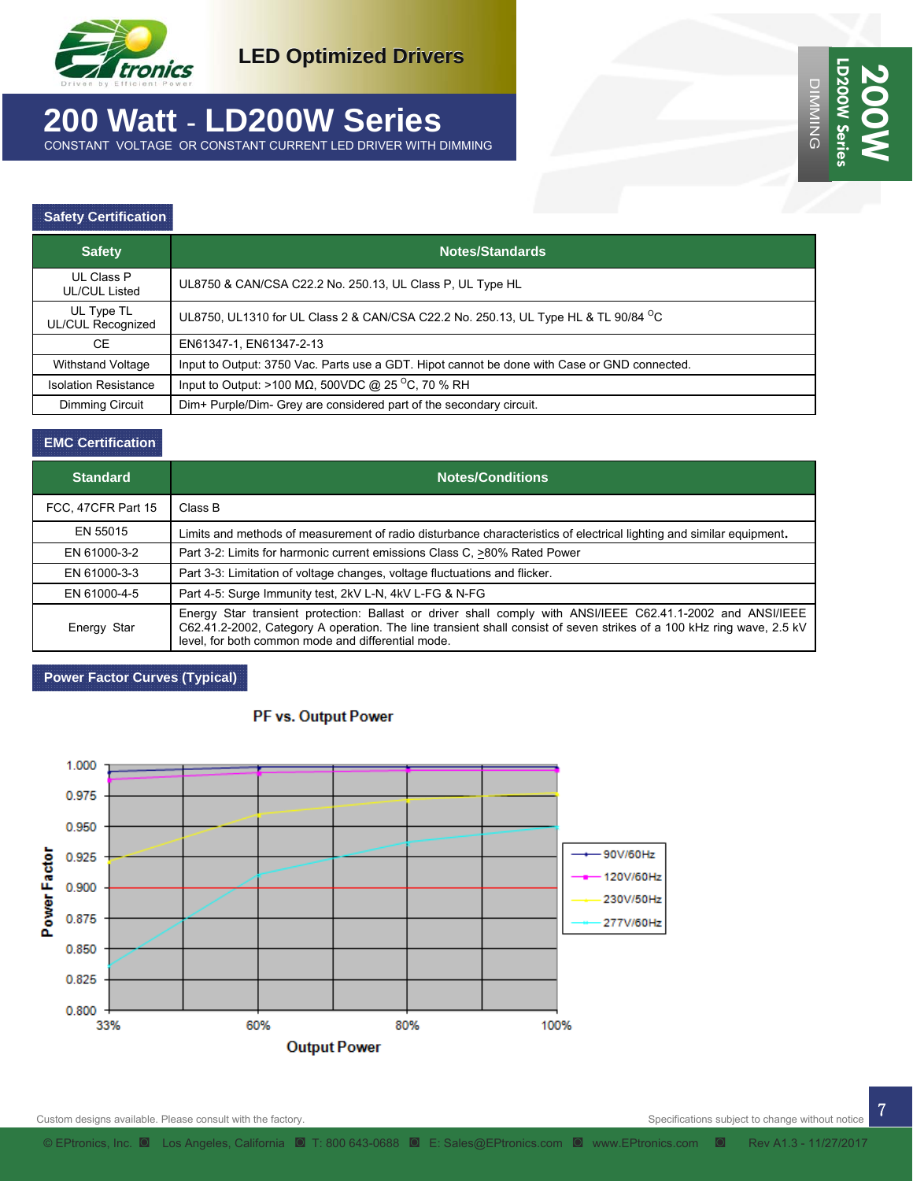# LED Optimized Drivers

# 200 Watt - LD200W Series

CONSTANT VOLTAGE OR CONSTANT CURRENT LED DRIVER WITH DIMMING

## Safety Certification

| Safety | Notes/Standards |
|---|---|
| UL Class P UL/CUL Listed | UL8750 & CAN/CSA C22.2 No. 250.13, UL Class P, UL Type HL |
| UL Type TL UL/CUL Recognized | UL8750, UL1310 for UL Class 2 & CAN/CSA C22.2 No. 250.13, UL Type HL & TL 90/84 $^{O}$C |
| CE | EN61347-1, EN61347-2-13 |
| Withstand Voltage | Input to Output: 3750 Vac. Parts use a GDT. Hipot cannot be done with Case or GND connected. |
| Isolation Resistance | Input to Output: >100 MΩ, 500VDC @ 25 $^{O}$C, 70 % RH |
| Dimming Circuit | Dim+ Purple/Dim- Grey are considered part of the secondary circuit. |

## EMC Certification

| Standard | Notes/Conditions |
|---|---|
| FCC, 47CFR Part 15 | Class B |
| EN 55015 | Limits and methods of measurement of radio disturbance characteristics of electrical lighting and similar equipment. |
| EN 61000-3-2 | Part 3-2: Limits for harmonic current emissions Class C, ≥80% Rated Power |
| EN 61000-3-3 | Part 3-3: Limitation of voltage changes, voltage fluctuations and flicker. |
| EN 61000-4-5 | Part 4-5: Surge Immunity test, 2kV L-N, 4kV L-FG & N-FG |
| Energy Star | Energy Star transient protection: Ballast or driver shall comply with ANSI/IEEE C62.41.1-2002 and ANSI/IEEE C62.41.2-2002, Category A operation. The line transient shall consist of seven strikes of a 100 kHz ring wave, 2.5 kV level, for both common mode and differential mode. |

## Power Factor Curves (Typical)

PF vs. Output Power

(Chart: Power Factor (0.800–1.000) vs. Output Power (33%, 60%, 80%, 100%); curves for 90V/60Hz, 120V/60Hz, 230V/50Hz, 277V/60Hz)

Custom designs available. Please consult with the factory.

Specifications subject to change without notice

© EPtronics, Inc. Los Angeles, California T: 800 643-0688 E: Sales@EPtronics.com www.EPtronics.com Rev A1.3 - 11/27/2017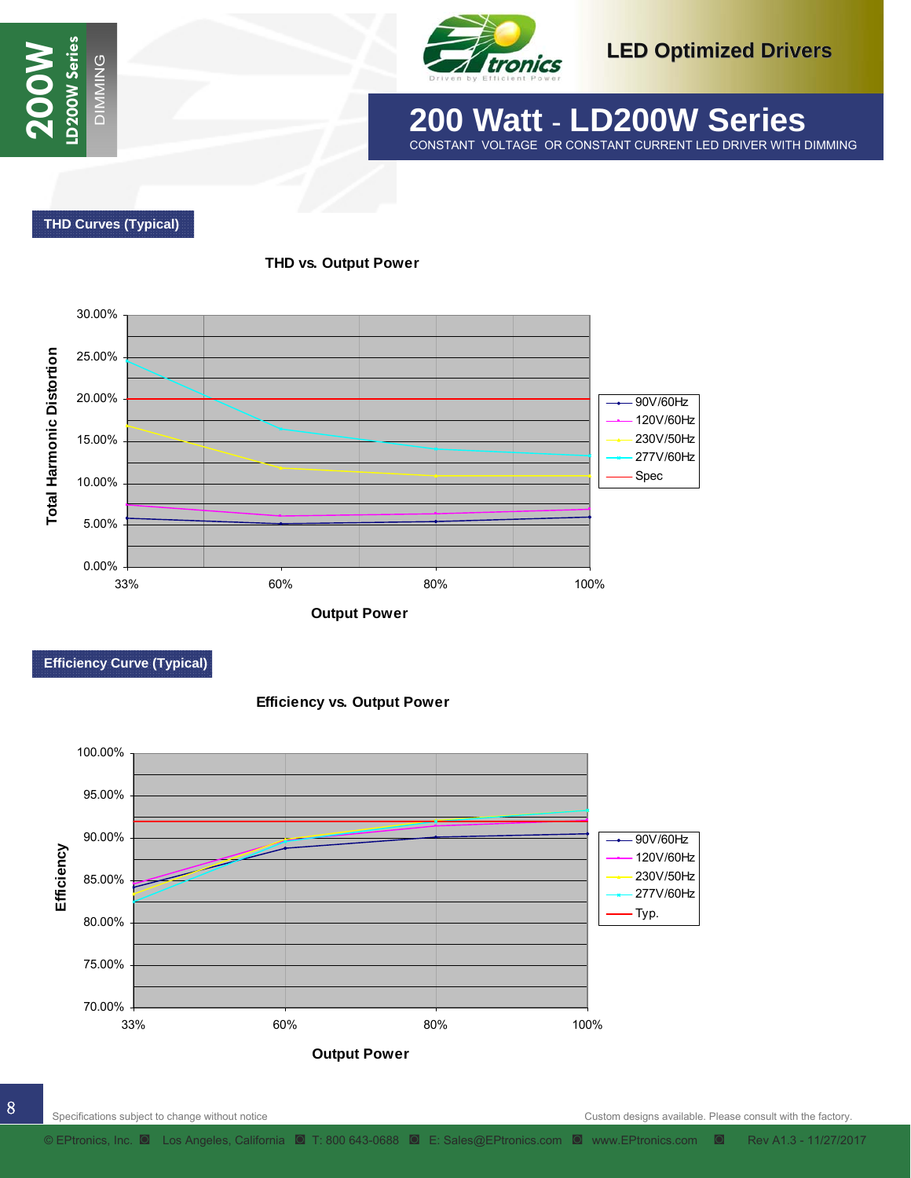## THD Curves (Typical)

**THD vs. Output Power**

Total Harmonic Distortion (0.00% – 30.00%) vs. Output Power (33%, 60%, 80%, 100%)

Legend: 90V/60Hz, 120V/60Hz, 230V/50Hz, 277V/60Hz, Spec

## Efficiency Curve (Typical)

**Efficiency vs. Output Power**

Efficiency (70.00% – 100.00%) vs. Output Power (33%, 60%, 80%, 100%)

Legend: 90V/60Hz, 120V/60Hz, 230V/50Hz, 277V/60Hz, Typ.

Specifications subject to change without notice

Custom designs available. Please consult with the factory.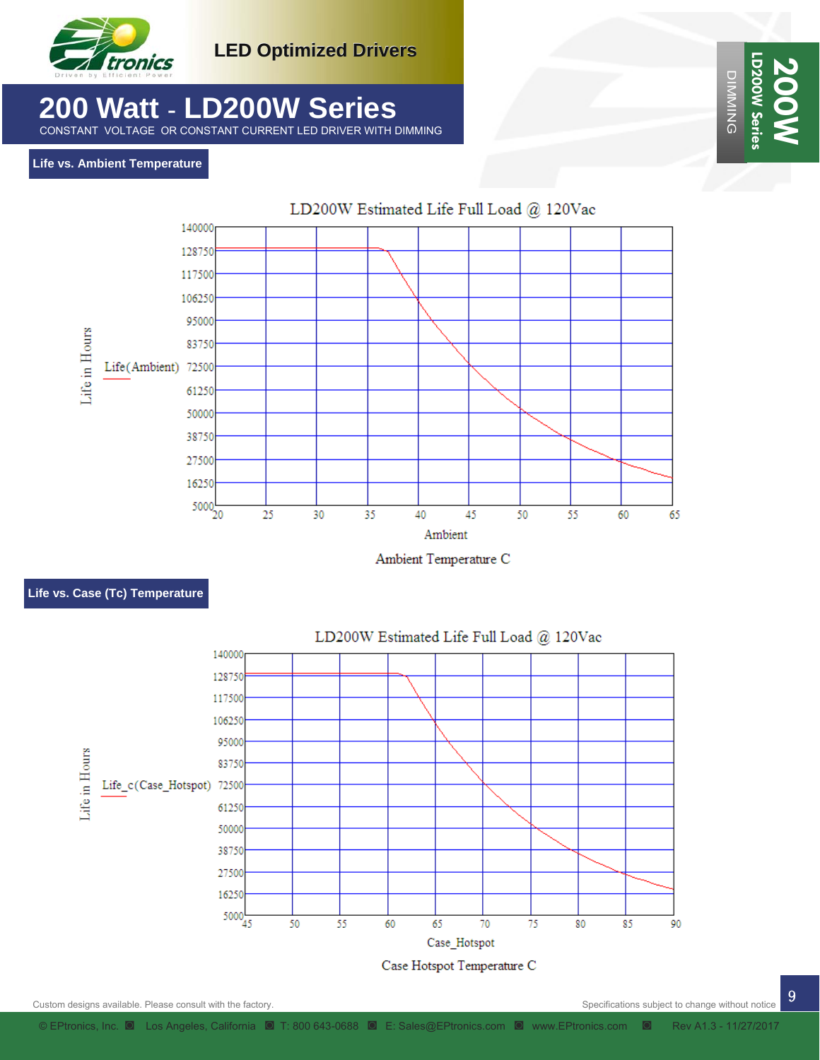## Life vs. Ambient Temperature

LD200W Estimated Life Full Load @ 120Vac

Life in Hours

Life(Ambient)

140000, 128750, 117500, 106250, 95000, 83750, 72500, 61250, 50000, 38750, 27500, 16250, 5000

20, 25, 30, 35, 40, 45, 50, 55, 60, 65

Ambient

Ambient Temperature C

## Life vs. Case (Tc) Temperature

LD200W Estimated Life Full Load @ 120Vac

Life in Hours

Life_c(Case_Hotspot)

140000, 128750, 117500, 106250, 95000, 83750, 72500, 61250, 50000, 38750, 27500, 16250, 5000

45, 50, 55, 60, 65, 70, 75, 80, 85, 90

Case_Hotspot

Case Hotspot Temperature C

Custom designs available. Please consult with the factory.

Specifications subject to change without notice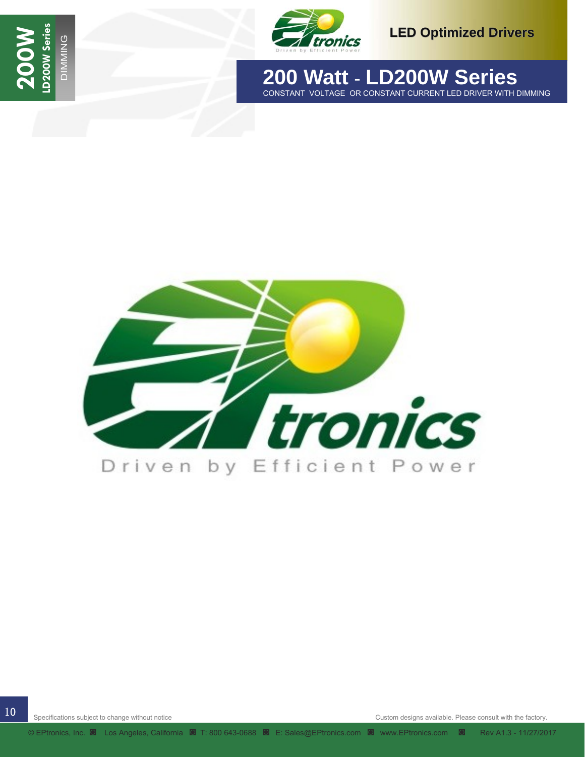Driven by Efficient Power